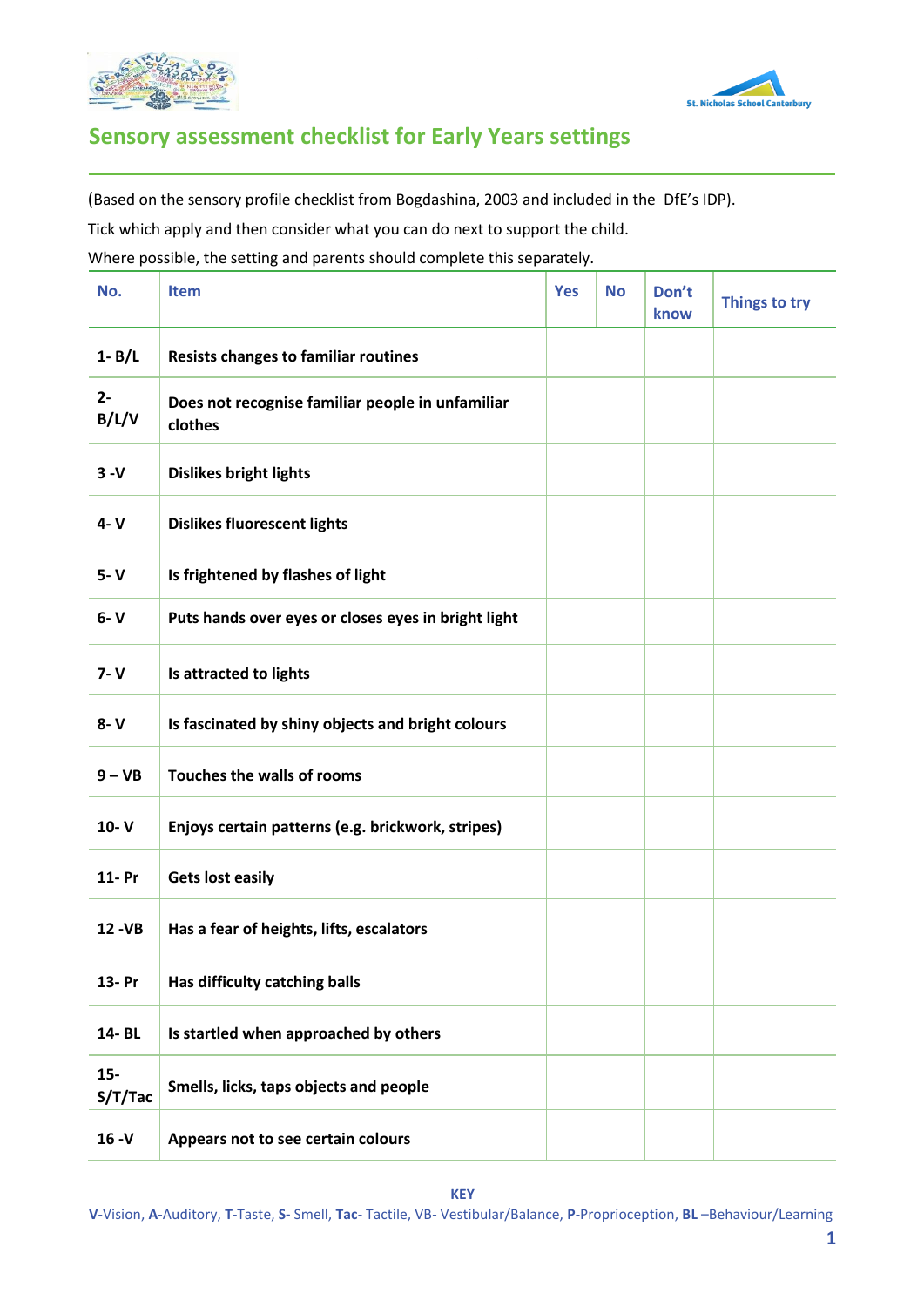# Sensory assessment checklist for Early Years settings

(Based on the sensory profile checklist from Bogdashina, 2003 and included in the DfE's IDP).

Tick which apply and then consider what you can do next to support the child.

Where possible, the setting and parents should complete this separately.

| No. | Item | Yes | No | Don't know | Things to try |
|---|---|---|---|---|---|
| 1- B/L | **Resists changes to familiar routines** | | | | |
| 2- B/L/V | **Does not recognise familiar people in unfamiliar clothes** | | | | |
| 3 -V | **Dislikes bright lights** | | | | |
| 4- V | **Dislikes fluorescent lights** | | | | |
| 5- V | **Is frightened by flashes of light** | | | | |
| 6- V | **Puts hands over eyes or closes eyes in bright light** | | | | |
| 7- V | **Is attracted to lights** | | | | |
| 8- V | **Is fascinated by shiny objects and bright colours** | | | | |
| 9 – VB | **Touches the walls of rooms** | | | | |
| 10- V | **Enjoys certain patterns (e.g. brickwork, stripes)** | | | | |
| 11- Pr | **Gets lost easily** | | | | |
| 12 -VB | **Has a fear of heights, lifts, escalators** | | | | |
| 13- Pr | **Has difficulty catching balls** | | | | |
| 14- BL | **Is startled when approached by others** | | | | |
| 15- S/T/Tac | **Smells, licks, taps objects and people** | | | | |
| 16 -V | **Appears not to see certain colours** | | | | |

**KEY**

**V**-Vision, **A**-Auditory, **T**-Taste, **S**- Smell, **Tac**- Tactile, VB- Vestibular/Balance, **P**-Proprioception, **BL** –Behaviour/Learning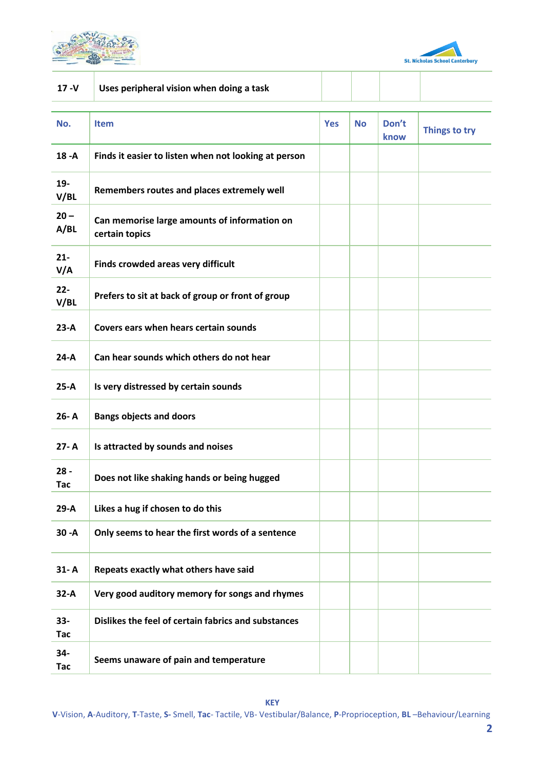| No. | Item | Yes | No | Don't know | Things to try |
|---|---|---|---|---|---|
| 17 -V | Uses peripheral vision when doing a task | | | | |
| 18 -A | Finds it easier to listen when not looking at person | | | | |
| 19-V/BL | Remembers routes and places extremely well | | | | |
| 20 – A/BL | Can memorise large amounts of information on certain topics | | | | |
| 21-V/A | Finds crowded areas very difficult | | | | |
| 22-V/BL | Prefers to sit at back of group or front of group | | | | |
| 23-A | Covers ears when hears certain sounds | | | | |
| 24-A | Can hear sounds which others do not hear | | | | |
| 25-A | Is very distressed by certain sounds | | | | |
| 26- A | Bangs objects and doors | | | | |
| 27- A | Is attracted by sounds and noises | | | | |
| 28 - Tac | Does not like shaking hands or being hugged | | | | |
| 29-A | Likes a hug if chosen to do this | | | | |
| 30 -A | Only seems to hear the first words of a sentence | | | | |
| 31- A | Repeats exactly what others have said | | | | |
| 32-A | Very good auditory memory for songs and rhymes | | | | |
| 33-Tac | Dislikes the feel of certain fabrics and substances | | | | |
| 34-Tac | Seems unaware of pain and temperature | | | | |

**KEY**

**V**-Vision, **A**-Auditory, **T**-Taste, **S**- Smell, **Tac**- Tactile, VB- Vestibular/Balance, **P**-Proprioception, **BL** –Behaviour/Learning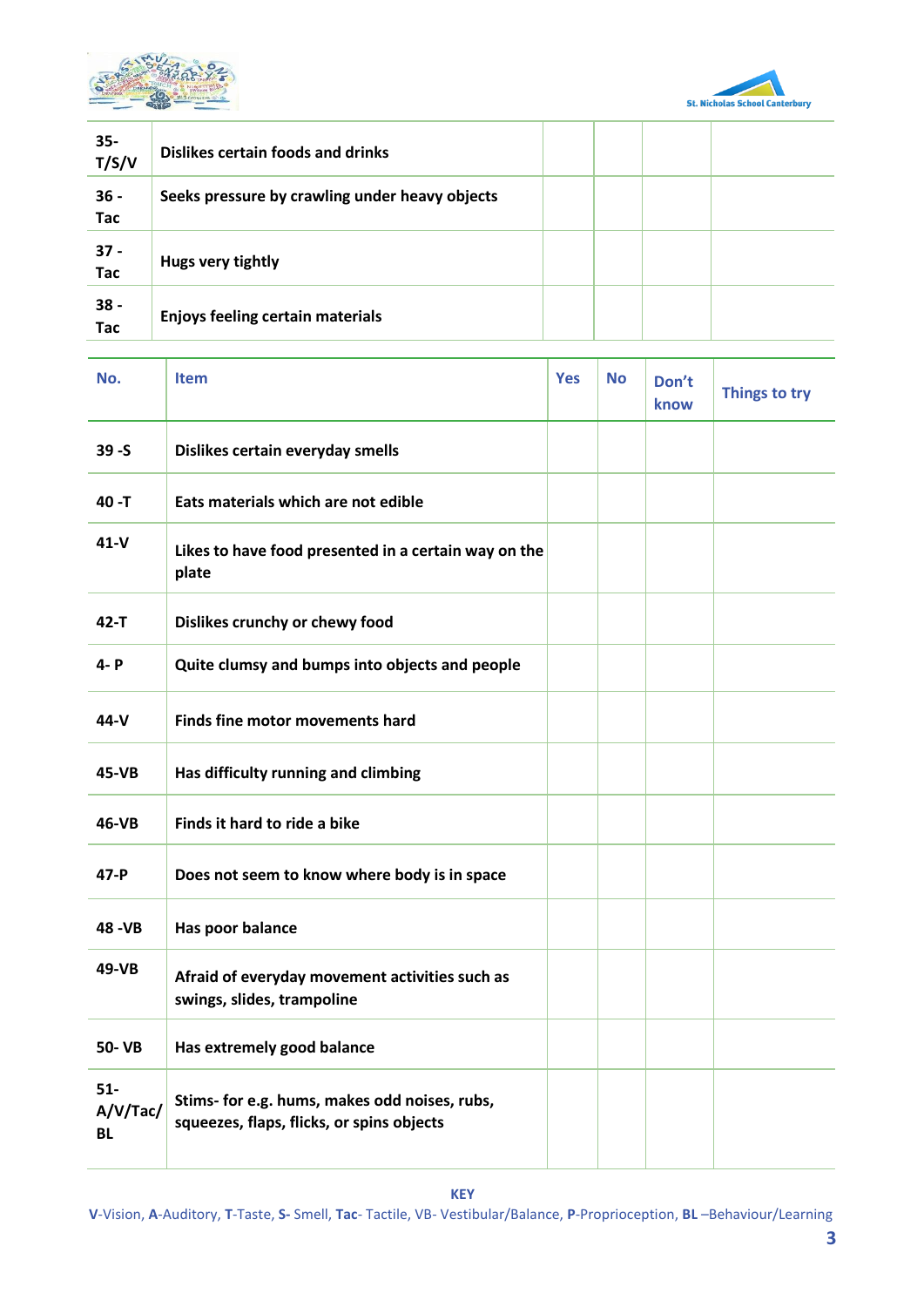| No. | Item | Yes | No | Don't know | Things to try |
|---|---|---|---|---|---|
| 35- T/S/V | Dislikes certain foods and drinks | | | | |
| 36 - Tac | Seeks pressure by crawling under heavy objects | | | | |
| 37 - Tac | Hugs very tightly | | | | |
| 38 - Tac | Enjoys feeling certain materials | | | | |
| 39 -S | Dislikes certain everyday smells | | | | |
| 40 -T | Eats materials which are not edible | | | | |
| 41-V | Likes to have food presented in a certain way on the plate | | | | |
| 42-T | Dislikes crunchy or chewy food | | | | |
| 4- P | Quite clumsy and bumps into objects and people | | | | |
| 44-V | Finds fine motor movements hard | | | | |
| 45-VB | Has difficulty running and climbing | | | | |
| 46-VB | Finds it hard to ride a bike | | | | |
| 47-P | Does not seem to know where body is in space | | | | |
| 48 -VB | Has poor balance | | | | |
| 49-VB | Afraid of everyday movement activities such as swings, slides, trampoline | | | | |
| 50- VB | Has extremely good balance | | | | |
| 51- A/V/Tac/ BL | Stims- for e.g. hums, makes odd noises, rubs, squeezes, flaps, flicks, or spins objects | | | | |

**KEY**

**V**-Vision, **A**-Auditory, **T**-Taste, **S**- Smell, **Tac**- Tactile, VB- Vestibular/Balance, **P**-Proprioception, **BL** –Behaviour/Learning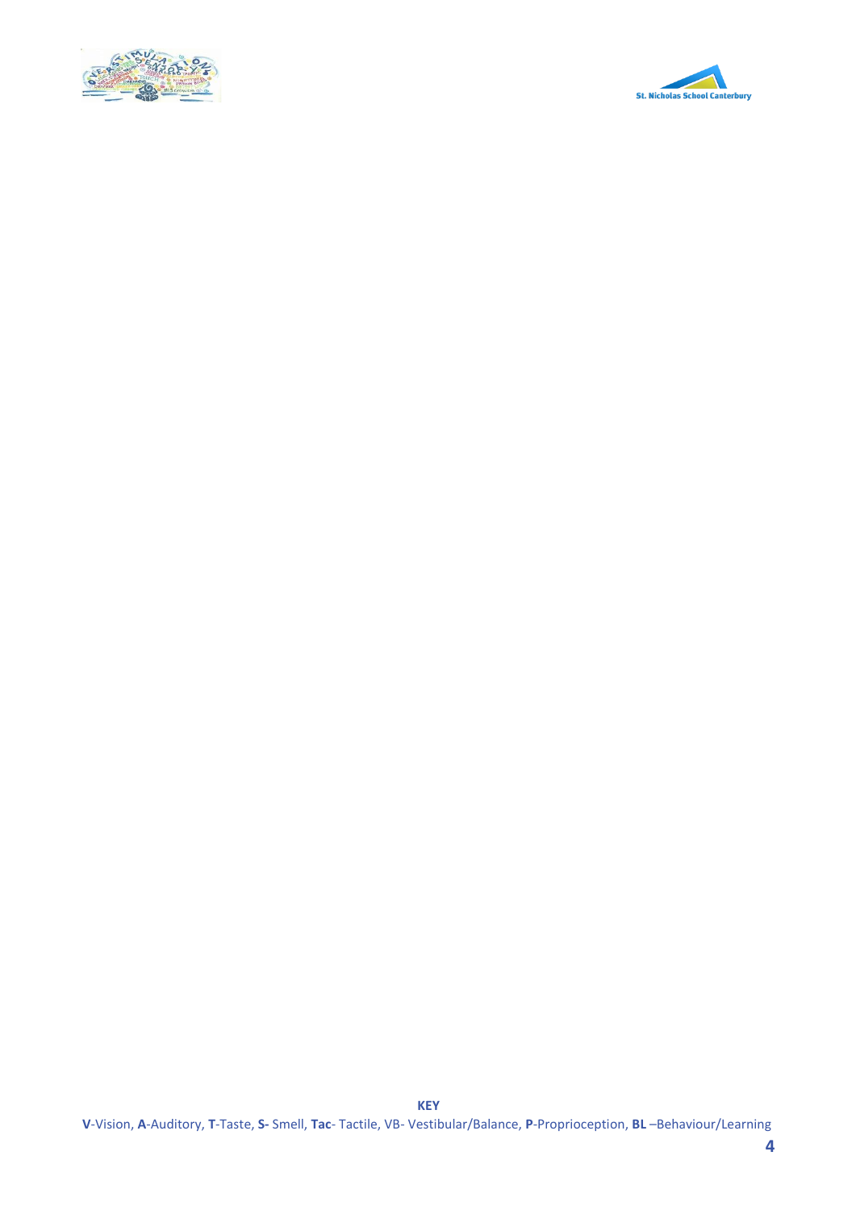**KEY**

**V**-Vision, **A**-Auditory, **T**-Taste, **S-** Smell, **Tac**- Tactile, VB- Vestibular/Balance, **P**-Proprioception, **BL** –Behaviour/Learning